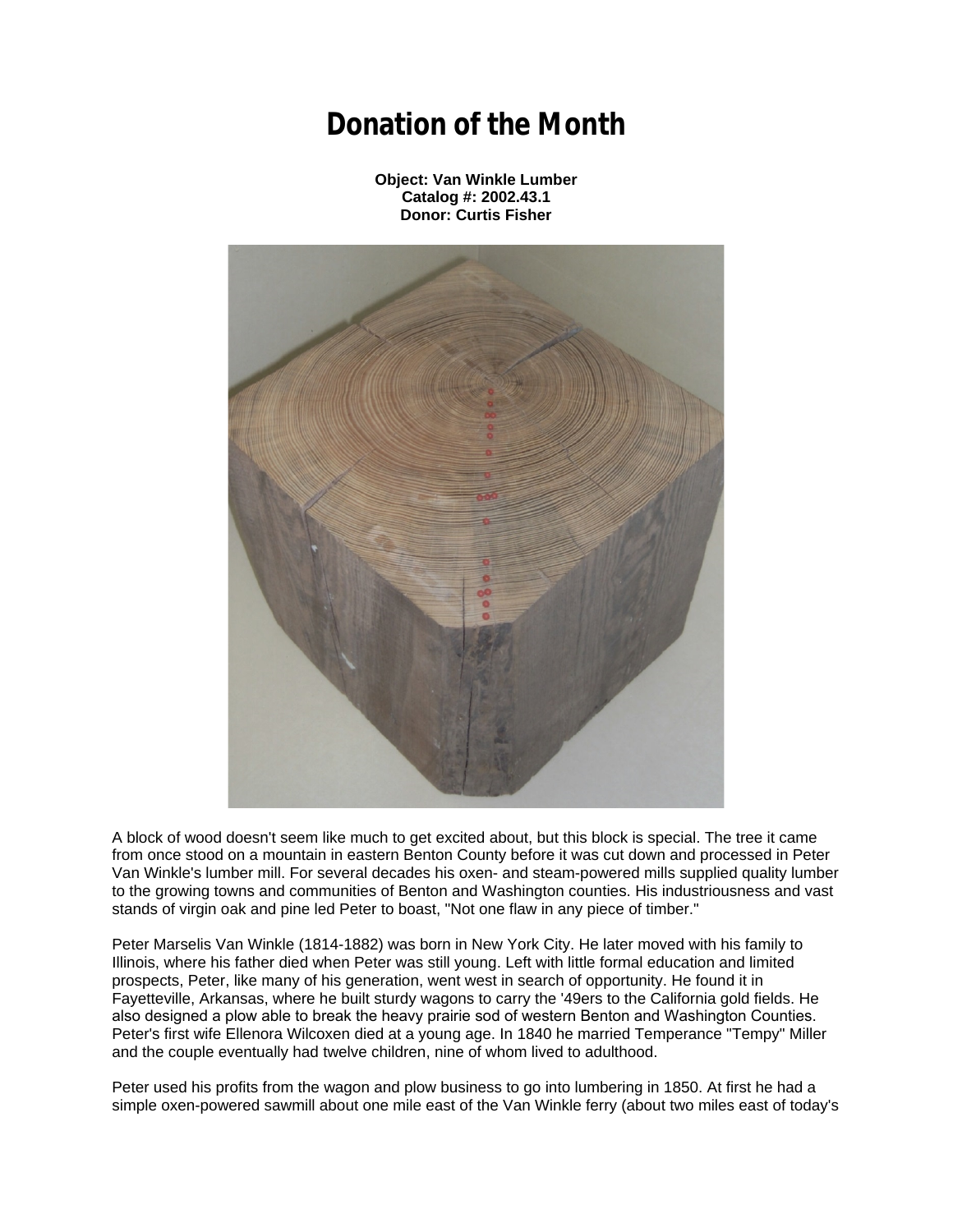# Donation of the Month

**Object: Van Winkle Lumber**
**Catalog #: 2002.43.1**
**Donor: Curtis Fisher**

A block of wood doesn't seem like much to get excited about, but this block is special. The tree it came from once stood on a mountain in eastern Benton County before it was cut down and processed in Peter Van Winkle's lumber mill. For several decades his oxen- and steam-powered mills supplied quality lumber to the growing towns and communities of Benton and Washington counties. His industriousness and vast stands of virgin oak and pine led Peter to boast, "Not one flaw in any piece of timber."

Peter Marselis Van Winkle (1814-1882) was born in New York City. He later moved with his family to Illinois, where his father died when Peter was still young. Left with little formal education and limited prospects, Peter, like many of his generation, went west in search of opportunity. He found it in Fayetteville, Arkansas, where he built sturdy wagons to carry the '49ers to the California gold fields. He also designed a plow able to break the heavy prairie sod of western Benton and Washington Counties. Peter's first wife Ellenora Wilcoxen died at a young age. In 1840 he married Temperance "Tempy" Miller and the couple eventually had twelve children, nine of whom lived to adulthood.

Peter used his profits from the wagon and plow business to go into lumbering in 1850. At first he had a simple oxen-powered sawmill about one mile east of the Van Winkle ferry (about two miles east of today's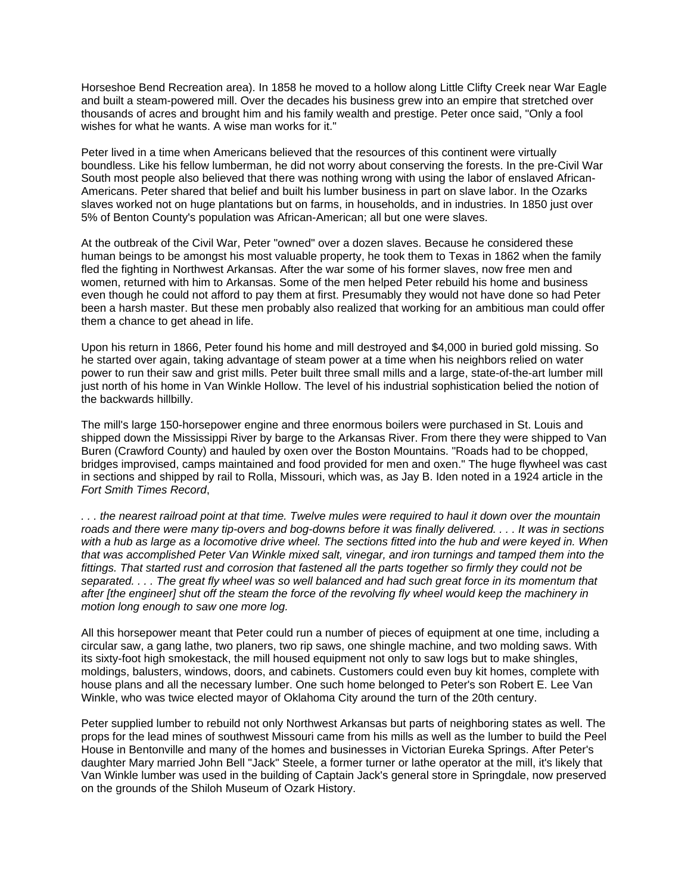Horseshoe Bend Recreation area). In 1858 he moved to a hollow along Little Clifty Creek near War Eagle and built a steam-powered mill. Over the decades his business grew into an empire that stretched over thousands of acres and brought him and his family wealth and prestige. Peter once said, "Only a fool wishes for what he wants. A wise man works for it."

Peter lived in a time when Americans believed that the resources of this continent were virtually boundless. Like his fellow lumberman, he did not worry about conserving the forests. In the pre-Civil War South most people also believed that there was nothing wrong with using the labor of enslaved African-Americans. Peter shared that belief and built his lumber business in part on slave labor. In the Ozarks slaves worked not on huge plantations but on farms, in households, and in industries. In 1850 just over 5% of Benton County's population was African-American; all but one were slaves.

At the outbreak of the Civil War, Peter "owned" over a dozen slaves. Because he considered these human beings to be amongst his most valuable property, he took them to Texas in 1862 when the family fled the fighting in Northwest Arkansas. After the war some of his former slaves, now free men and women, returned with him to Arkansas. Some of the men helped Peter rebuild his home and business even though he could not afford to pay them at first. Presumably they would not have done so had Peter been a harsh master. But these men probably also realized that working for an ambitious man could offer them a chance to get ahead in life.

Upon his return in 1866, Peter found his home and mill destroyed and $4,000 in buried gold missing. So he started over again, taking advantage of steam power at a time when his neighbors relied on water power to run their saw and grist mills. Peter built three small mills and a large, state-of-the-art lumber mill just north of his home in Van Winkle Hollow. The level of his industrial sophistication belied the notion of the backwards hillbilly.

The mill's large 150-horsepower engine and three enormous boilers were purchased in St. Louis and shipped down the Mississippi River by barge to the Arkansas River. From there they were shipped to Van Buren (Crawford County) and hauled by oxen over the Boston Mountains. "Roads had to be chopped, bridges improvised, camps maintained and food provided for men and oxen." The huge flywheel was cast in sections and shipped by rail to Rolla, Missouri, which was, as Jay B. Iden noted in a 1924 article in the *Fort Smith Times Record*,

*. . . the nearest railroad point at that time. Twelve mules were required to haul it down over the mountain roads and there were many tip-overs and bog-downs before it was finally delivered. . . . It was in sections with a hub as large as a locomotive drive wheel. The sections fitted into the hub and were keyed in. When that was accomplished Peter Van Winkle mixed salt, vinegar, and iron turnings and tamped them into the fittings. That started rust and corrosion that fastened all the parts together so firmly they could not be separated. . . . The great fly wheel was so well balanced and had such great force in its momentum that after [the engineer] shut off the steam the force of the revolving fly wheel would keep the machinery in motion long enough to saw one more log.*

All this horsepower meant that Peter could run a number of pieces of equipment at one time, including a circular saw, a gang lathe, two planers, two rip saws, one shingle machine, and two molding saws. With its sixty-foot high smokestack, the mill housed equipment not only to saw logs but to make shingles, moldings, balusters, windows, doors, and cabinets. Customers could even buy kit homes, complete with house plans and all the necessary lumber. One such home belonged to Peter's son Robert E. Lee Van Winkle, who was twice elected mayor of Oklahoma City around the turn of the 20th century.

Peter supplied lumber to rebuild not only Northwest Arkansas but parts of neighboring states as well. The props for the lead mines of southwest Missouri came from his mills as well as the lumber to build the Peel House in Bentonville and many of the homes and businesses in Victorian Eureka Springs. After Peter's daughter Mary married John Bell "Jack" Steele, a former turner or lathe operator at the mill, it's likely that Van Winkle lumber was used in the building of Captain Jack's general store in Springdale, now preserved on the grounds of the Shiloh Museum of Ozark History.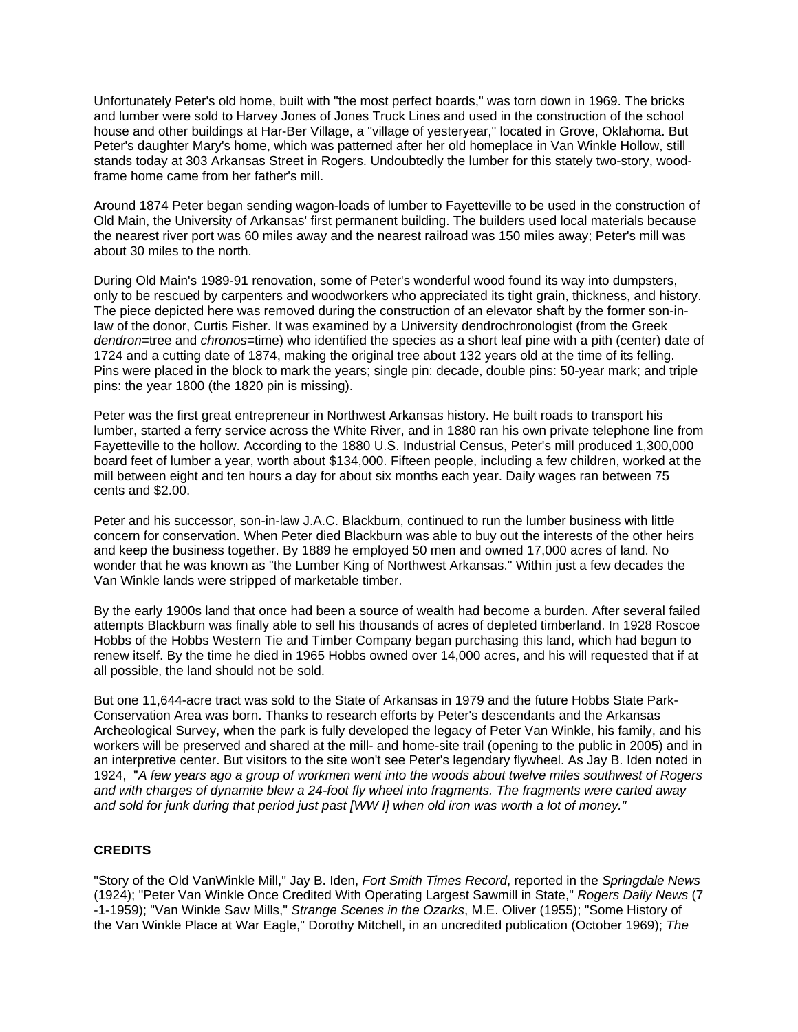Unfortunately Peter's old home, built with "the most perfect boards," was torn down in 1969. The bricks and lumber were sold to Harvey Jones of Jones Truck Lines and used in the construction of the school house and other buildings at Har-Ber Village, a "village of yesteryear," located in Grove, Oklahoma. But Peter's daughter Mary's home, which was patterned after her old homeplace in Van Winkle Hollow, still stands today at 303 Arkansas Street in Rogers. Undoubtedly the lumber for this stately two-story, wood-frame home came from her father's mill.

Around 1874 Peter began sending wagon-loads of lumber to Fayetteville to be used in the construction of Old Main, the University of Arkansas' first permanent building. The builders used local materials because the nearest river port was 60 miles away and the nearest railroad was 150 miles away; Peter's mill was about 30 miles to the north.

During Old Main's 1989-91 renovation, some of Peter's wonderful wood found its way into dumpsters, only to be rescued by carpenters and woodworkers who appreciated its tight grain, thickness, and history. The piece depicted here was removed during the construction of an elevator shaft by the former son-in-law of the donor, Curtis Fisher. It was examined by a University dendrochronologist (from the Greek *dendron*=tree and *chronos*=time) who identified the species as a short leaf pine with a pith (center) date of 1724 and a cutting date of 1874, making the original tree about 132 years old at the time of its felling. Pins were placed in the block to mark the years; single pin: decade, double pins: 50-year mark; and triple pins: the year 1800 (the 1820 pin is missing).

Peter was the first great entrepreneur in Northwest Arkansas history. He built roads to transport his lumber, started a ferry service across the White River, and in 1880 ran his own private telephone line from Fayetteville to the hollow. According to the 1880 U.S. Industrial Census, Peter's mill produced 1,300,000 board feet of lumber a year, worth about $134,000. Fifteen people, including a few children, worked at the mill between eight and ten hours a day for about six months each year. Daily wages ran between 75 cents and $2.00.

Peter and his successor, son-in-law J.A.C. Blackburn, continued to run the lumber business with little concern for conservation. When Peter died Blackburn was able to buy out the interests of the other heirs and keep the business together. By 1889 he employed 50 men and owned 17,000 acres of land. No wonder that he was known as "the Lumber King of Northwest Arkansas." Within just a few decades the Van Winkle lands were stripped of marketable timber.

By the early 1900s land that once had been a source of wealth had become a burden. After several failed attempts Blackburn was finally able to sell his thousands of acres of depleted timberland. In 1928 Roscoe Hobbs of the Hobbs Western Tie and Timber Company began purchasing this land, which had begun to renew itself. By the time he died in 1965 Hobbs owned over 14,000 acres, and his will requested that if at all possible, the land should not be sold.

But one 11,644-acre tract was sold to the State of Arkansas in 1979 and the future Hobbs State Park-Conservation Area was born. Thanks to research efforts by Peter's descendants and the Arkansas Archeological Survey, when the park is fully developed the legacy of Peter Van Winkle, his family, and his workers will be preserved and shared at the mill- and home-site trail (opening to the public in 2005) and in an interpretive center. But visitors to the site won't see Peter's legendary flywheel. As Jay B. Iden noted in 1924, "*A few years ago a group of workmen went into the woods about twelve miles southwest of Rogers and with charges of dynamite blew a 24-foot fly wheel into fragments. The fragments were carted away and sold for junk during that period just past [WW I] when old iron was worth a lot of money.*"

**CREDITS**

"Story of the Old VanWinkle Mill," Jay B. Iden, *Fort Smith Times Record*, reported in the *Springdale News* (1924); "Peter Van Winkle Once Credited With Operating Largest Sawmill in State," *Rogers Daily News* (7-1-1959); "Van Winkle Saw Mills," *Strange Scenes in the Ozarks*, M.E. Oliver (1955); "Some History of the Van Winkle Place at War Eagle," Dorothy Mitchell, in an uncredited publication (October 1969); *The*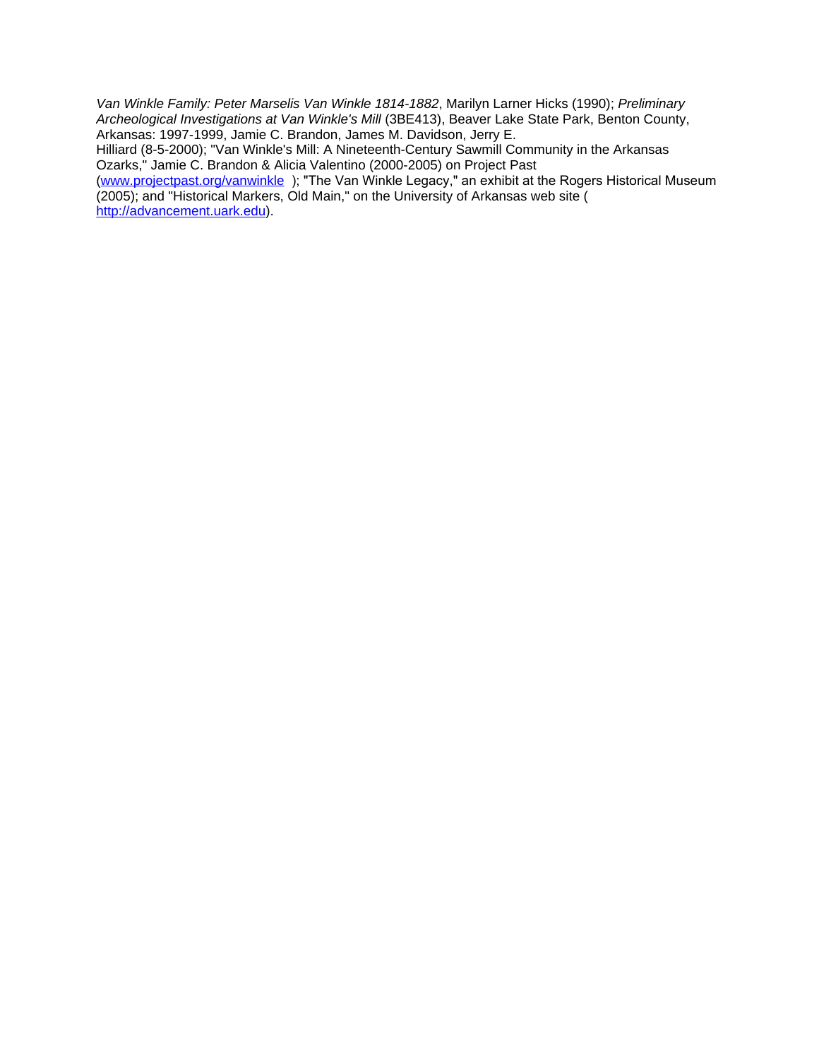*Van Winkle Family: Peter Marselis Van Winkle 1814-1882*, Marilyn Larner Hicks (1990); *Preliminary Archeological Investigations at Van Winkle's Mill* (3BE413), Beaver Lake State Park, Benton County, Arkansas: 1997-1999, Jamie C. Brandon, James M. Davidson, Jerry E. Hilliard (8-5-2000); "Van Winkle's Mill: A Nineteenth-Century Sawmill Community in the Arkansas Ozarks," Jamie C. Brandon & Alicia Valentino (2000-2005) on Project Past (www.projectpast.org/vanwinkle ); "The Van Winkle Legacy," an exhibit at the Rogers Historical Museum (2005); and "Historical Markers, Old Main," on the University of Arkansas web site ( http://advancement.uark.edu).